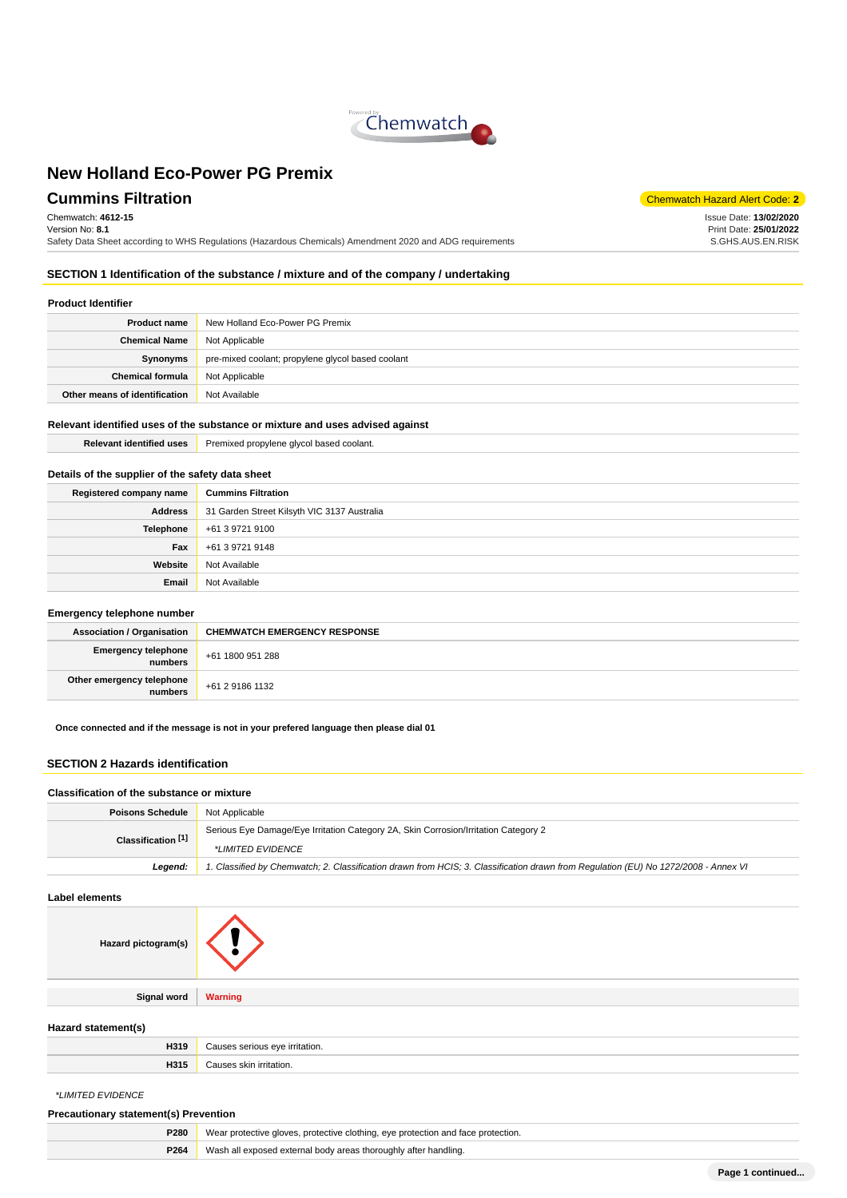# New Holland Eco-Power PG Premix

## Cummins Filtration

Chemwatch Hazard Alert Code: **2**

Chemwatch: **4612-15**
Version No: **8.1**
Safety Data Sheet according to WHS Regulations (Hazardous Chemicals) Amendment 2020 and ADG requirements

Issue Date: **13/02/2020**
Print Date: **25/01/2022**
S.GHS.AUS.EN.RISK

## SECTION 1 Identification of the substance / mixture and of the company / undertaking

### Product Identifier

| | |
|---|---|
| **Product name** | New Holland Eco-Power PG Premix |
| **Chemical Name** | Not Applicable |
| **Synonyms** | pre-mixed coolant; propylene glycol based coolant |
| **Chemical formula** | Not Applicable |
| **Other means of identification** | Not Available |

### Relevant identified uses of the substance or mixture and uses advised against

| | |
|---|---|
| **Relevant identified uses** | Premixed propylene glycol based coolant. |

### Details of the supplier of the safety data sheet

| | |
|---|---|
| **Registered company name** | **Cummins Filtration** |
| **Address** | 31 Garden Street Kilsyth VIC 3137 Australia |
| **Telephone** | +61 3 9721 9100 |
| **Fax** | +61 3 9721 9148 |
| **Website** | Not Available |
| **Email** | Not Available |

### Emergency telephone number

| | |
|---|---|
| **Association / Organisation** | **CHEMWATCH EMERGENCY RESPONSE** |
| **Emergency telephone numbers** | +61 1800 951 288 |
| **Other emergency telephone numbers** | +61 2 9186 1132 |

**Once connected and if the message is not in your prefered language then please dial 01**

## SECTION 2 Hazards identification

### Classification of the substance or mixture

| | |
|---|---|
| **Poisons Schedule** | Not Applicable |
| **Classification [1]** | Serious Eye Damage/Eye Irritation Category 2A, Skin Corrosion/Irritation Category 2<br>*LIMITED EVIDENCE |
| ***Legend:*** | *1. Classified by Chemwatch; 2. Classification drawn from HCIS; 3. Classification drawn from Regulation (EU) No 1272/2008 - Annex VI* |

### Label elements

| | |
|---|---|
| **Hazard pictogram(s)** | |
| **Signal word** | **Warning** |

### Hazard statement(s)

| | |
|---|---|
| **H319** | Causes serious eye irritation. |
| **H315** | Causes skin irritation. |

*LIMITED EVIDENCE

### Precautionary statement(s) Prevention

| | |
|---|---|
| **P280** | Wear protective gloves, protective clothing, eye protection and face protection. |
| **P264** | Wash all exposed external body areas thoroughly after handling. |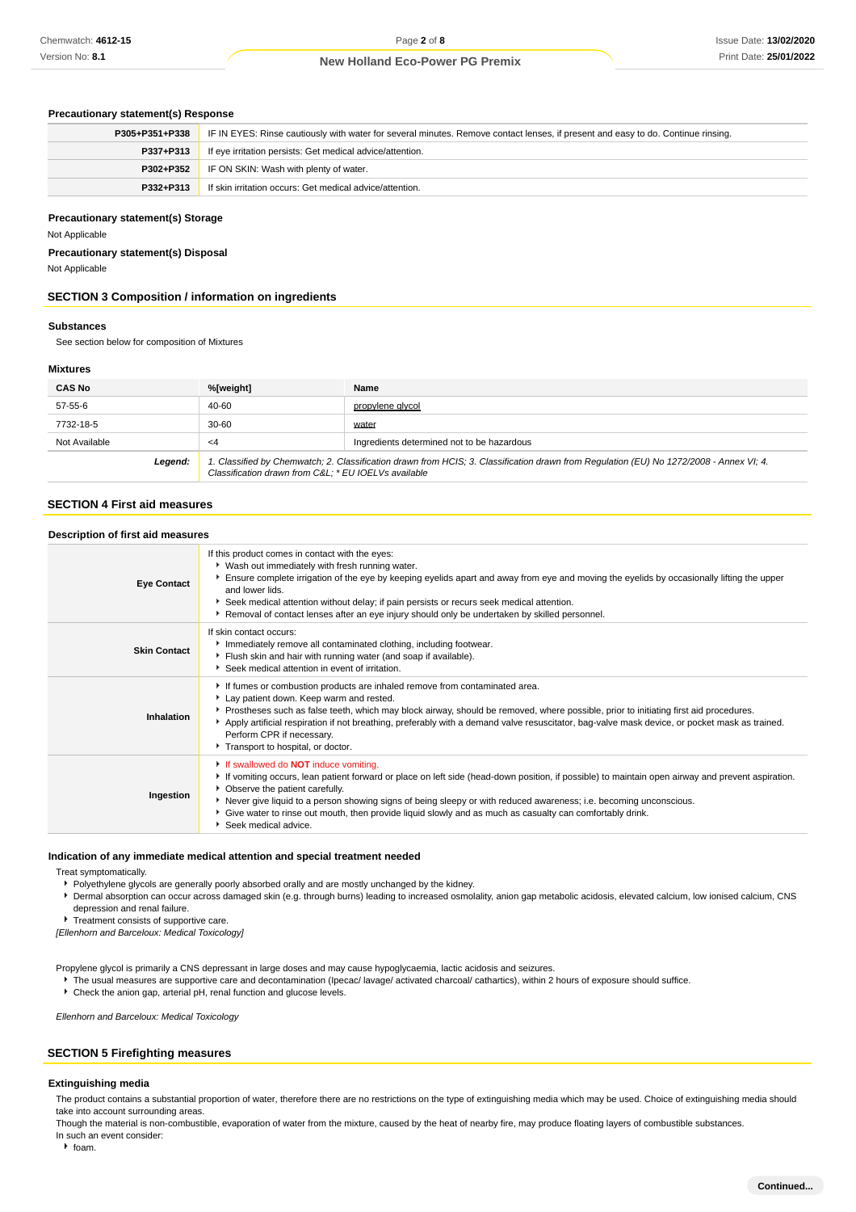### Precautionary statement(s) Response

| | |
|---|---|
| **P305+P351+P338** | IF IN EYES: Rinse cautiously with water for several minutes. Remove contact lenses, if present and easy to do. Continue rinsing. |
| **P337+P313** | If eye irritation persists: Get medical advice/attention. |
| **P302+P352** | IF ON SKIN: Wash with plenty of water. |
| **P332+P313** | If skin irritation occurs: Get medical advice/attention. |

### Precautionary statement(s) Storage

Not Applicable

### Precautionary statement(s) Disposal

Not Applicable

## SECTION 3 Composition / information on ingredients

### Substances

See section below for composition of Mixtures

### Mixtures

| CAS No | %[weight] | Name |
|---|---|---|
| 57-55-6 | 40-60 | propylene glycol |
| 7732-18-5 | 30-60 | water |
| Not Available | <4 | Ingredients determined not to be hazardous |
| ***Legend:*** | *1. Classified by Chemwatch; 2. Classification drawn from HCIS; 3. Classification drawn from Regulation (EU) No 1272/2008 - Annex VI; 4. Classification drawn from C&L; * EU IOELVs available* | |

## SECTION 4 First aid measures

### Description of first aid measures

| | |
|---|---|
| **Eye Contact** | If this product comes in contact with the eyes:<br>▸ Wash out immediately with fresh running water.<br>▸ Ensure complete irrigation of the eye by keeping eyelids apart and away from eye and moving the eyelids by occasionally lifting the upper and lower lids.<br>▸ Seek medical attention without delay; if pain persists or recurs seek medical attention.<br>▸ Removal of contact lenses after an eye injury should only be undertaken by skilled personnel. |
| **Skin Contact** | If skin contact occurs:<br>▸ Immediately remove all contaminated clothing, including footwear.<br>▸ Flush skin and hair with running water (and soap if available).<br>▸ Seek medical attention in event of irritation. |
| **Inhalation** | ▸ If fumes or combustion products are inhaled remove from contaminated area.<br>▸ Lay patient down. Keep warm and rested.<br>▸ Prostheses such as false teeth, which may block airway, should be removed, where possible, prior to initiating first aid procedures.<br>▸ Apply artificial respiration if not breathing, preferably with a demand valve resuscitator, bag-valve mask device, or pocket mask as trained. Perform CPR if necessary.<br>▸ Transport to hospital, or doctor. |
| **Ingestion** | ▸ If swallowed do **NOT** induce vomiting.<br>▸ If vomiting occurs, lean patient forward or place on left side (head-down position, if possible) to maintain open airway and prevent aspiration.<br>▸ Observe the patient carefully.<br>▸ Never give liquid to a person showing signs of being sleepy or with reduced awareness; i.e. becoming unconscious.<br>▸ Give water to rinse out mouth, then provide liquid slowly and as much as casualty can comfortably drink.<br>▸ Seek medical advice. |

### Indication of any immediate medical attention and special treatment needed

Treat symptomatically.

- Polyethylene glycols are generally poorly absorbed orally and are mostly unchanged by the kidney.
- Dermal absorption can occur across damaged skin (e.g. through burns) leading to increased osmolality, anion gap metabolic acidosis, elevated calcium, low ionised calcium, CNS depression and renal failure.
- Treatment consists of supportive care.

*[Ellenhorn and Barceloux: Medical Toxicology]*

Propylene glycol is primarily a CNS depressant in large doses and may cause hypoglycaemia, lactic acidosis and seizures.

- The usual measures are supportive care and decontamination (Ipecac/ lavage/ activated charcoal/ cathartics), within 2 hours of exposure should suffice.
- Check the anion gap, arterial pH, renal function and glucose levels.

*Ellenhorn and Barceloux: Medical Toxicology*

## SECTION 5 Firefighting measures

### Extinguishing media

The product contains a substantial proportion of water, therefore there are no restrictions on the type of extinguishing media which may be used. Choice of extinguishing media should take into account surrounding areas.

Though the material is non-combustible, evaporation of water from the mixture, caused by the heat of nearby fire, may produce floating layers of combustible substances.

In such an event consider:

- foam.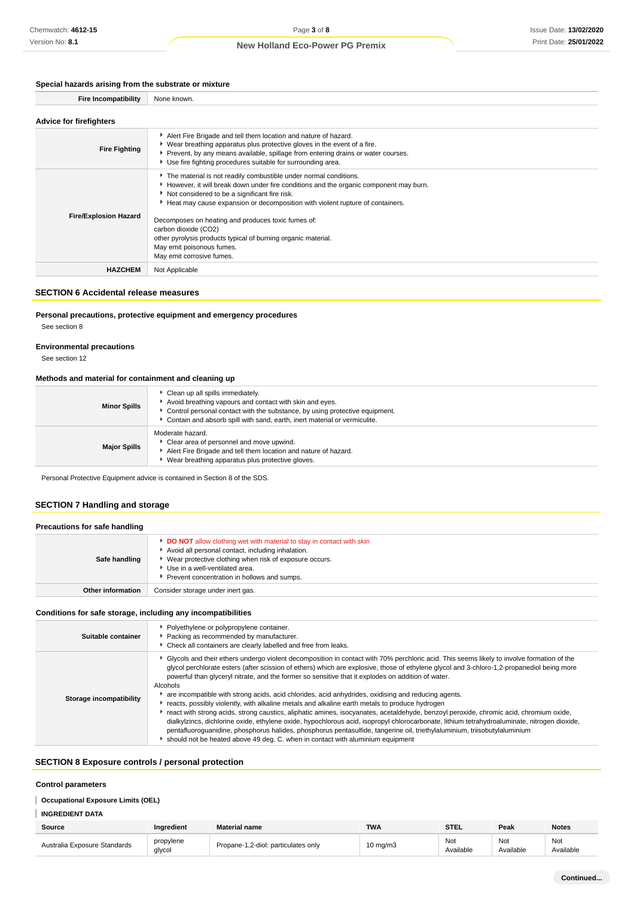### Special hazards arising from the substrate or mixture

| | |
|---|---|
| **Fire Incompatibility** | None known. |

### Advice for firefighters

| | |
|---|---|
| **Fire Fighting** | ‣ Alert Fire Brigade and tell them location and nature of hazard.<br>‣ Wear breathing apparatus plus protective gloves in the event of a fire.<br>‣ Prevent, by any means available, spillage from entering drains or water courses.<br>‣ Use fire fighting procedures suitable for surrounding area. |
| **Fire/Explosion Hazard** | ‣ The material is not readily combustible under normal conditions.<br>‣ However, it will break down under fire conditions and the organic component may burn.<br>‣ Not considered to be a significant fire risk.<br>‣ Heat may cause expansion or decomposition with violent rupture of containers.<br><br>Decomposes on heating and produces toxic fumes of:<br>carbon dioxide ($CO_2$)<br>other pyrolysis products typical of burning organic material.<br>May emit poisonous fumes.<br>May emit corrosive fumes. |
| **HAZCHEM** | Not Applicable |

## SECTION 6 Accidental release measures

### Personal precautions, protective equipment and emergency procedures

See section 8

### Environmental precautions

See section 12

### Methods and material for containment and cleaning up

| | |
|---|---|
| **Minor Spills** | ‣ Clean up all spills immediately.<br>‣ Avoid breathing vapours and contact with skin and eyes.<br>‣ Control personal contact with the substance, by using protective equipment.<br>‣ Contain and absorb spill with sand, earth, inert material or vermiculite. |
| **Major Spills** | Moderate hazard.<br>‣ Clear area of personnel and move upwind.<br>‣ Alert Fire Brigade and tell them location and nature of hazard.<br>‣ Wear breathing apparatus plus protective gloves. |

Personal Protective Equipment advice is contained in Section 8 of the SDS.

## SECTION 7 Handling and storage

### Precautions for safe handling

| | |
|---|---|
| **Safe handling** | ‣ **DO NOT** allow clothing wet with material to stay in contact with skin<br>‣ Avoid all personal contact, including inhalation.<br>‣ Wear protective clothing when risk of exposure occurs.<br>‣ Use in a well-ventilated area.<br>‣ Prevent concentration in hollows and sumps. |
| **Other information** | Consider storage under inert gas. |

### Conditions for safe storage, including any incompatibilities

| | |
|---|---|
| **Suitable container** | ‣ Polyethylene or polypropylene container.<br>‣ Packing as recommended by manufacturer.<br>‣ Check all containers are clearly labelled and free from leaks. |
| **Storage incompatibility** | ‣ Glycols and their ethers undergo violent decomposition in contact with 70% perchloric acid. This seems likely to involve formation of the glycol perchlorate esters (after scission of ethers) which are explosive, those of ethylene glycol and 3-chloro-1,2-propanediol being more powerful than glyceryl nitrate, and the former so sensitive that it explodes on addition of water.<br>Alcohols<br>‣ are incompatible with strong acids, acid chlorides, acid anhydrides, oxidising and reducing agents.<br>‣ reacts, possibly violently, with alkaline metals and alkaline earth metals to produce hydrogen<br>‣ react with strong acids, strong caustics, aliphatic amines, isocyanates, acetaldehyde, benzoyl peroxide, chromic acid, chromium oxide, dialkylzincs, dichlorine oxide, ethylene oxide, hypochlorous acid, isopropyl chlorocarbonate, lithium tetrahydroaluminate, nitrogen dioxide, pentafluoroguanidine, phosphorus halides, phosphorus pentasulfide, tangerine oil, triethylaluminium, triisobutylaluminium<br>‣ should not be heated above 49 deg. C. when in contact with aluminium equipment |

## SECTION 8 Exposure controls / personal protection

### Control parameters

**Occupational Exposure Limits (OEL)**

**INGREDIENT DATA**

| Source | Ingredient | Material name | TWA | STEL | Peak | Notes |
|---|---|---|---|---|---|---|
| Australia Exposure Standards | propylene glycol | Propane-1,2-diol: particulates only | 10 mg/m3 | Not Available | Not Available | Not Available |

Continued...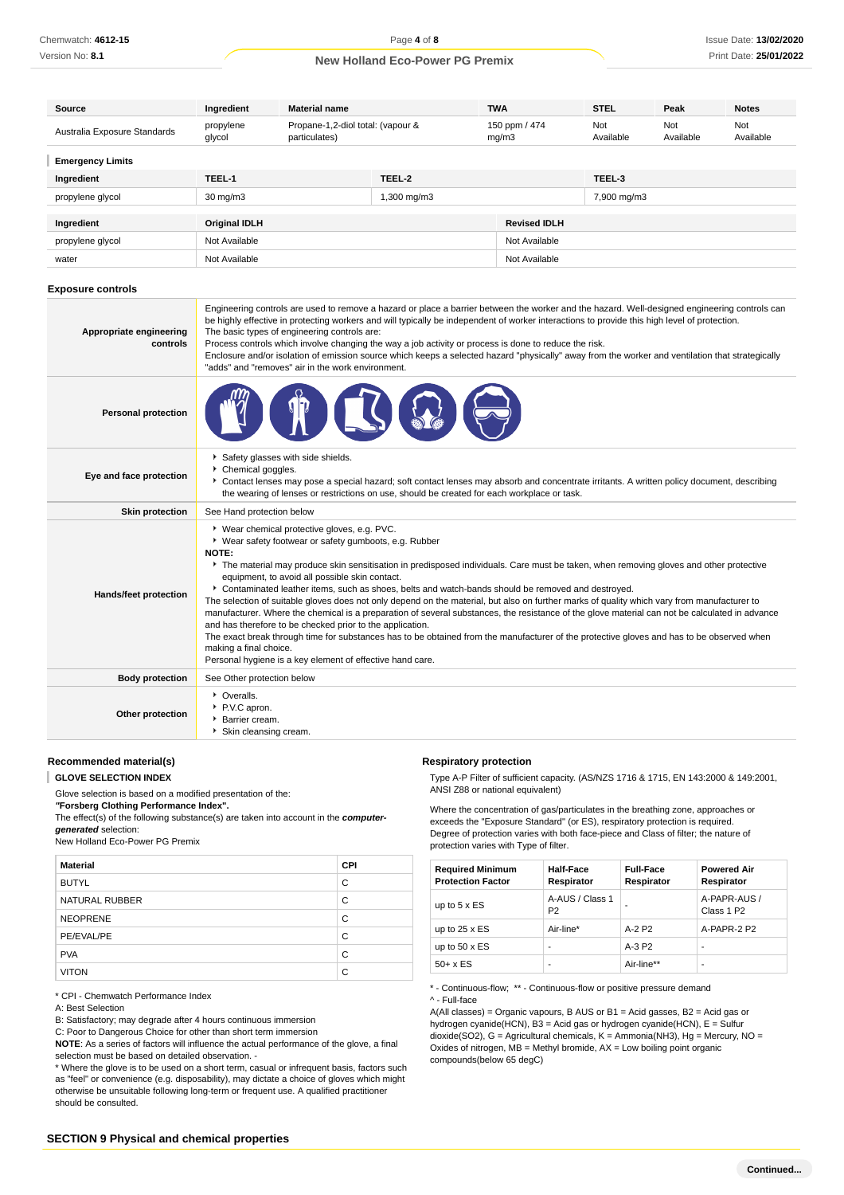| Source | Ingredient | Material name | TWA | STEL | Peak | Notes |
|---|---|---|---|---|---|---|
| Australia Exposure Standards | propylene glycol | Propane-1,2-diol total: (vapour & particulates) | 150 ppm / 474 mg/m3 | Not Available | Not Available | Not Available |

**Emergency Limits**

| Ingredient | TEEL-1 | TEEL-2 | TEEL-3 |
|---|---|---|---|
| propylene glycol | 30 mg/m3 | 1,300 mg/m3 | 7,900 mg/m3 |

| Ingredient | Original IDLH | Revised IDLH |
|---|---|---|
| propylene glycol | Not Available | Not Available |
| water | Not Available | Not Available |

### Exposure controls

| | |
|---|---|
| **Appropriate engineering controls** | Engineering controls are used to remove a hazard or place a barrier between the worker and the hazard. Well-designed engineering controls can be highly effective in protecting workers and will typically be independent of worker interactions to provide this high level of protection. The basic types of engineering controls are: Process controls which involve changing the way a job activity or process is done to reduce the risk. Enclosure and/or isolation of emission source which keeps a selected hazard "physically" away from the worker and ventilation that strategically "adds" and "removes" air in the work environment. |
| **Personal protection** | |
| **Eye and face protection** | Safety glasses with side shields. Chemical goggles. Contact lenses may pose a special hazard; soft contact lenses may absorb and concentrate irritants. A written policy document, describing the wearing of lenses or restrictions on use, should be created for each workplace or task. |
| **Skin protection** | See Hand protection below |
| **Hands/feet protection** | Wear chemical protective gloves, e.g. PVC. Wear safety footwear or safety gumboots, e.g. Rubber. **NOTE:** The material may produce skin sensitisation in predisposed individuals. Care must be taken, when removing gloves and other protective equipment, to avoid all possible skin contact. Contaminated leather items, such as shoes, belts and watch-bands should be removed and destroyed. The selection of suitable gloves does not only depend on the material, but also on further marks of quality which vary from manufacturer to manufacturer. Where the chemical is a preparation of several substances, the resistance of the glove material can not be calculated in advance and has therefore to be checked prior to the application. The exact break through time for substances has to be obtained from the manufacturer of the protective gloves and has to be observed when making a final choice. Personal hygiene is a key element of effective hand care. |
| **Body protection** | See Other protection below |
| **Other protection** | Overalls. P.V.C apron. Barrier cream. Skin cleansing cream. |

### Recommended material(s)

**GLOVE SELECTION INDEX**

Glove selection is based on a modified presentation of the:
***"Forsberg Clothing Performance Index".***
The effect(s) of the following substance(s) are taken into account in the ***computer-generated*** selection:
New Holland Eco-Power PG Premix

| Material | CPI |
|---|---|
| BUTYL | C |
| NATURAL RUBBER | C |
| NEOPRENE | C |
| PE/EVAL/PE | C |
| PVA | C |
| VITON | C |

* CPI - Chemwatch Performance Index
A: Best Selection
B: Satisfactory; may degrade after 4 hours continuous immersion
C: Poor to Dangerous Choice for other than short term immersion
**NOTE**: As a series of factors will influence the actual performance of the glove, a final selection must be based on detailed observation. -
* Where the glove is to be used on a short term, casual or infrequent basis, factors such as "feel" or convenience (e.g. disposability), may dictate a choice of gloves which might otherwise be unsuitable following long-term or frequent use. A qualified practitioner should be consulted.

### Respiratory protection

Type A-P Filter of sufficient capacity. (AS/NZS 1716 & 1715, EN 143:2000 & 149:2001, ANSI Z88 or national equivalent)

Where the concentration of gas/particulates in the breathing zone, approaches or exceeds the "Exposure Standard" (or ES), respiratory protection is required. Degree of protection varies with both face-piece and Class of filter; the nature of protection varies with Type of filter.

| Required Minimum Protection Factor | Half-Face Respirator | Full-Face Respirator | Powered Air Respirator |
|---|---|---|---|
| up to 5 x ES | A-AUS / Class 1 P2 | - | A-PAPR-AUS / Class 1 P2 |
| up to 25 x ES | Air-line* | A-2 P2 | A-PAPR-2 P2 |
| up to 50 x ES | - | A-3 P2 | - |
| 50+ x ES | - | Air-line** | - |

* - Continuous-flow; ** - Continuous-flow or positive pressure demand
^ - Full-face
A(All classes) = Organic vapours, B AUS or B1 = Acid gasses, B2 = Acid gas or hydrogen cyanide(HCN), B3 = Acid gas or hydrogen cyanide(HCN), E = Sulfur dioxide(SO2), G = Agricultural chemicals, K = Ammonia(NH3), Hg = Mercury, NO = Oxides of nitrogen, MB = Methyl bromide, AX = Low boiling point organic compounds(below 65 degC)

## SECTION 9 Physical and chemical properties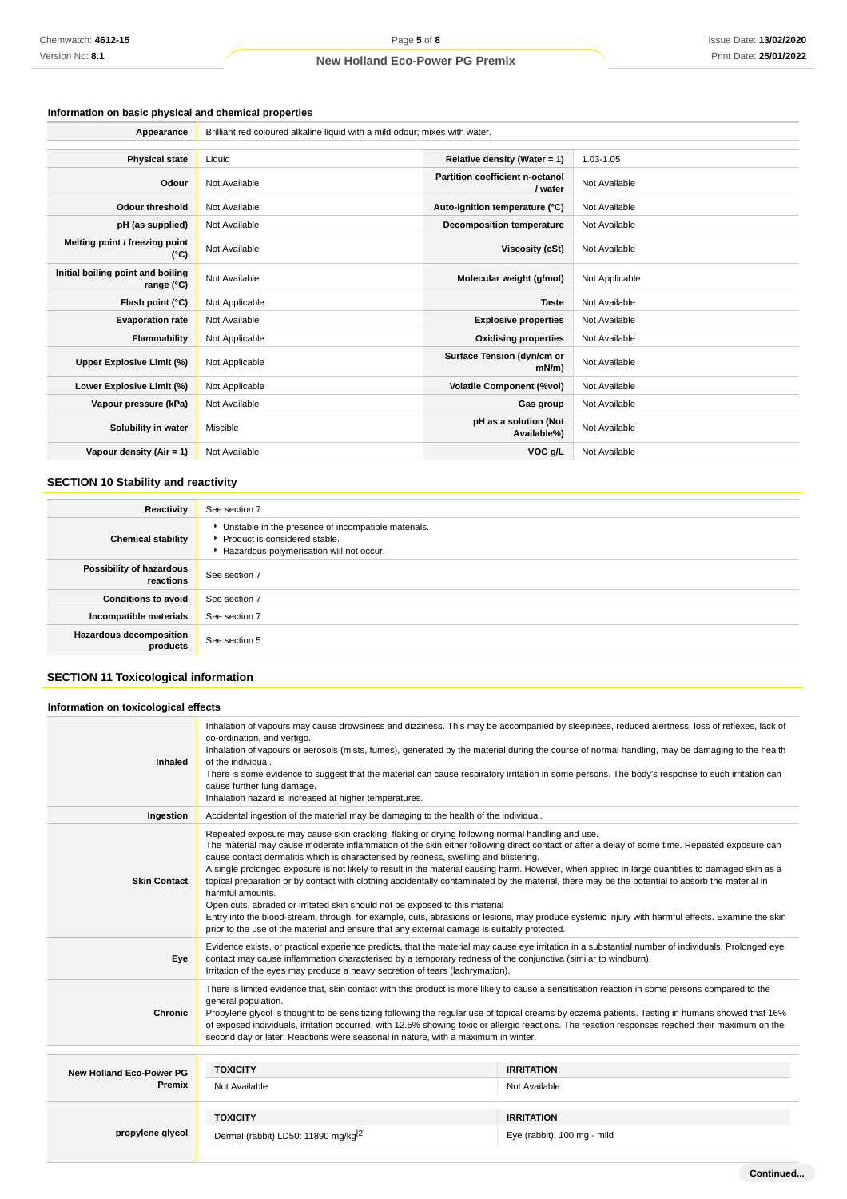### Information on basic physical and chemical properties

| | |
|---|---|
| **Appearance** | Brilliant red coloured alkaline liquid with a mild odour; mixes with water. |

| | | | |
|---|---|---|---|
| **Physical state** | Liquid | **Relative density (Water = 1)** | 1.03-1.05 |
| **Odour** | Not Available | **Partition coefficient n-octanol / water** | Not Available |
| **Odour threshold** | Not Available | **Auto-ignition temperature (°C)** | Not Available |
| **pH (as supplied)** | Not Available | **Decomposition temperature** | Not Available |
| **Melting point / freezing point (°C)** | Not Available | **Viscosity (cSt)** | Not Available |
| **Initial boiling point and boiling range (°C)** | Not Available | **Molecular weight (g/mol)** | Not Applicable |
| **Flash point (°C)** | Not Applicable | **Taste** | Not Available |
| **Evaporation rate** | Not Available | **Explosive properties** | Not Available |
| **Flammability** | Not Applicable | **Oxidising properties** | Not Available |
| **Upper Explosive Limit (%)** | Not Applicable | **Surface Tension (dyn/cm or mN/m)** | Not Available |
| **Lower Explosive Limit (%)** | Not Applicable | **Volatile Component (%vol)** | Not Available |
| **Vapour pressure (kPa)** | Not Available | **Gas group** | Not Available |
| **Solubility in water** | Miscible | **pH as a solution (Not Available%)** | Not Available |
| **Vapour density (Air = 1)** | Not Available | **VOC g/L** | Not Available |

## SECTION 10 Stability and reactivity

| | |
|---|---|
| **Reactivity** | See section 7 |
| **Chemical stability** | - Unstable in the presence of incompatible materials.<br>- Product is considered stable.<br>- Hazardous polymerisation will not occur. |
| **Possibility of hazardous reactions** | See section 7 |
| **Conditions to avoid** | See section 7 |
| **Incompatible materials** | See section 7 |
| **Hazardous decomposition products** | See section 5 |

## SECTION 11 Toxicological information

### Information on toxicological effects

| | |
|---|---|
| **Inhaled** | Inhalation of vapours may cause drowsiness and dizziness. This may be accompanied by sleepiness, reduced alertness, loss of reflexes, lack of co-ordination, and vertigo.<br>Inhalation of vapours or aerosols (mists, fumes), generated by the material during the course of normal handling, may be damaging to the health of the individual.<br>There is some evidence to suggest that the material can cause respiratory irritation in some persons. The body's response to such irritation can cause further lung damage.<br>Inhalation hazard is increased at higher temperatures. |
| **Ingestion** | Accidental ingestion of the material may be damaging to the health of the individual. |
| **Skin Contact** | Repeated exposure may cause skin cracking, flaking or drying following normal handling and use.<br>The material may cause moderate inflammation of the skin either following direct contact or after a delay of some time. Repeated exposure can cause contact dermatitis which is characterised by redness, swelling and blistering.<br>A single prolonged exposure is not likely to result in the material causing harm. However, when applied in large quantities to damaged skin as a topical preparation or by contact with clothing accidentally contaminated by the material, there may be the potential to absorb the material in harmful amounts.<br>Open cuts, abraded or irritated skin should not be exposed to this material<br>Entry into the blood-stream, through, for example, cuts, abrasions or lesions, may produce systemic injury with harmful effects. Examine the skin prior to the use of the material and ensure that any external damage is suitably protected. |
| **Eye** | Evidence exists, or practical experience predicts, that the material may cause eye irritation in a substantial number of individuals. Prolonged eye contact may cause inflammation characterised by a temporary redness of the conjunctiva (similar to windburn).<br>Irritation of the eyes may produce a heavy secretion of tears (lachrymation). |
| **Chronic** | There is limited evidence that, skin contact with this product is more likely to cause a sensitisation reaction in some persons compared to the general population.<br>Propylene glycol is thought to be sensitizing following the regular use of topical creams by eczema patients. Testing in humans showed that 16% of exposed individuals, irritation occurred, with 12.5% showing toxic or allergic reactions. The reaction responses reached their maximum on the second day or later. Reactions were seasonal in nature, with a maximum in winter. |

| | TOXICITY | IRRITATION |
|---|---|---|
| **New Holland Eco-Power PG Premix** | Not Available | Not Available |
| **propylene glycol** | Dermal (rabbit) LD50: 11890 mg/kg[2] | Eye (rabbit): 100 mg - mild |

Continued...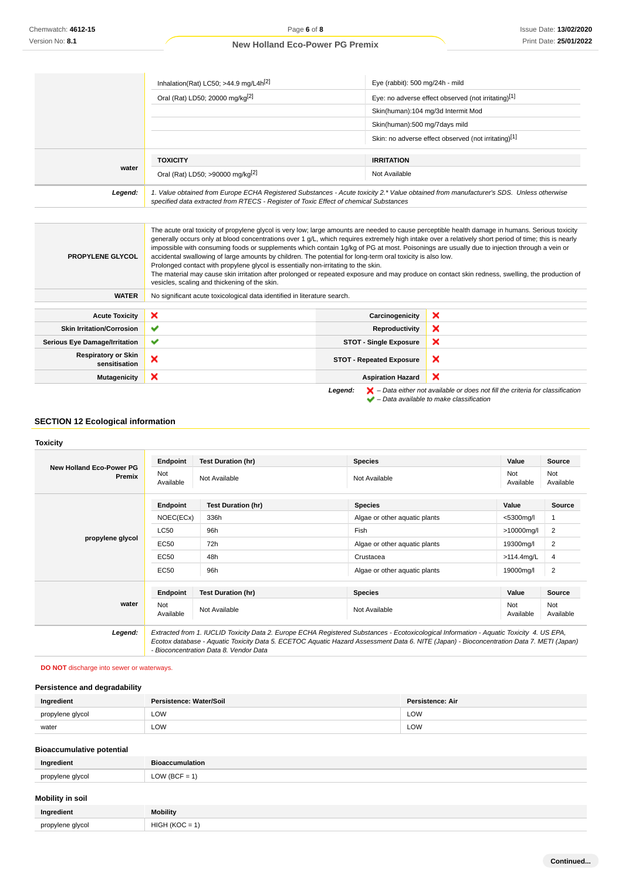| | | |
|---|---|---|
| | Inhalation(Rat) LC50; >44.9 mg/L4h[2] | Eye (rabbit): 500 mg/24h - mild |
| | Oral (Rat) LD50; 20000 mg/kg[2] | Eye: no adverse effect observed (not irritating)[1] |
| | | Skin(human):104 mg/3d Intermit Mod |
| | | Skin(human):500 mg/7days mild |
| | | Skin: no adverse effect observed (not irritating)[1] |
| **water** | **TOXICITY** | **IRRITATION** |
| | Oral (Rat) LD50; >90000 mg/kg[2] | Not Available |
| ***Legend:*** | *1. Value obtained from Europe ECHA Registered Substances - Acute toxicity 2.\* Value obtained from manufacturer's SDS. Unless otherwise specified data extracted from RTECS - Register of Toxic Effect of chemical Substances* | |

| | |
|---|---|
| **PROPYLENE GLYCOL** | The acute oral toxicity of propylene glycol is very low; large amounts are needed to cause perceptible health damage in humans. Serious toxicity generally occurs only at blood concentrations over 1 g/L, which requires extremely high intake over a relatively short period of time; this is nearly impossible with consuming foods or supplements which contain 1g/kg of PG at most. Poisonings are usually due to injection through a vein or accidental swallowing of large amounts by children. The potential for long-term oral toxicity is also low. Prolonged contact with propylene glycol is essentially non-irritating to the skin. The material may cause skin irritation after prolonged or repeated exposure and may produce on contact skin redness, swelling, the production of vesicles, scaling and thickening of the skin. |
| **WATER** | No significant acute toxicological data identified in literature search. |

| | | | |
|---|---|---|---|
| **Acute Toxicity** | ✘ | **Carcinogenicity** | ✘ |
| **Skin Irritation/Corrosion** | ✔ | **Reproductivity** | ✘ |
| **Serious Eye Damage/Irritation** | ✔ | **STOT - Single Exposure** | ✘ |
| **Respiratory or Skin sensitisation** | ✘ | **STOT - Repeated Exposure** | ✘ |
| **Mutagenicity** | ✘ | **Aspiration Hazard** | ✘ |

***Legend:*** ✘ *– Data either not available or does not fill the criteria for classification*
✔ *– Data available to make classification*

## SECTION 12 Ecological information

### Toxicity

| | Endpoint | Test Duration (hr) | Species | Value | Source |
|---|---|---|---|---|---|
| **New Holland Eco-Power PG Premix** | Not Available | Not Available | Not Available | Not Available | Not Available |
| **propylene glycol** | **Endpoint** | **Test Duration (hr)** | **Species** | **Value** | **Source** |
| | NOEC(ECx) | 336h | Algae or other aquatic plants | <5300mg/l | 1 |
| | LC50 | 96h | Fish | >10000mg/l | 2 |
| | EC50 | 72h | Algae or other aquatic plants | 19300mg/l | 2 |
| | EC50 | 48h | Crustacea | >114.4mg/L | 4 |
| | EC50 | 96h | Algae or other aquatic plants | 19000mg/l | 2 |
| **water** | **Endpoint** | **Test Duration (hr)** | **Species** | **Value** | **Source** |
| | Not Available | Not Available | Not Available | Not Available | Not Available |
| ***Legend:*** | *Extracted from 1. IUCLID Toxicity Data 2. Europe ECHA Registered Substances - Ecotoxicological Information - Aquatic Toxicity 4. US EPA, Ecotox database - Aquatic Toxicity Data 5. ECETOC Aquatic Hazard Assessment Data 6. NITE (Japan) - Bioconcentration Data 7. METI (Japan) - Bioconcentration Data 8. Vendor Data* | | | | |

**DO NOT** discharge into sewer or waterways.

### Persistence and degradability

| Ingredient | Persistence: Water/Soil | Persistence: Air |
|---|---|---|
| propylene glycol | LOW | LOW |
| water | LOW | LOW |

### Bioaccumulative potential

| Ingredient | Bioaccumulation |
|---|---|
| propylene glycol | LOW (BCF = 1) |

### Mobility in soil

| Ingredient | Mobility |
|---|---|
| propylene glycol | HIGH (KOC = 1) |

**Continued...**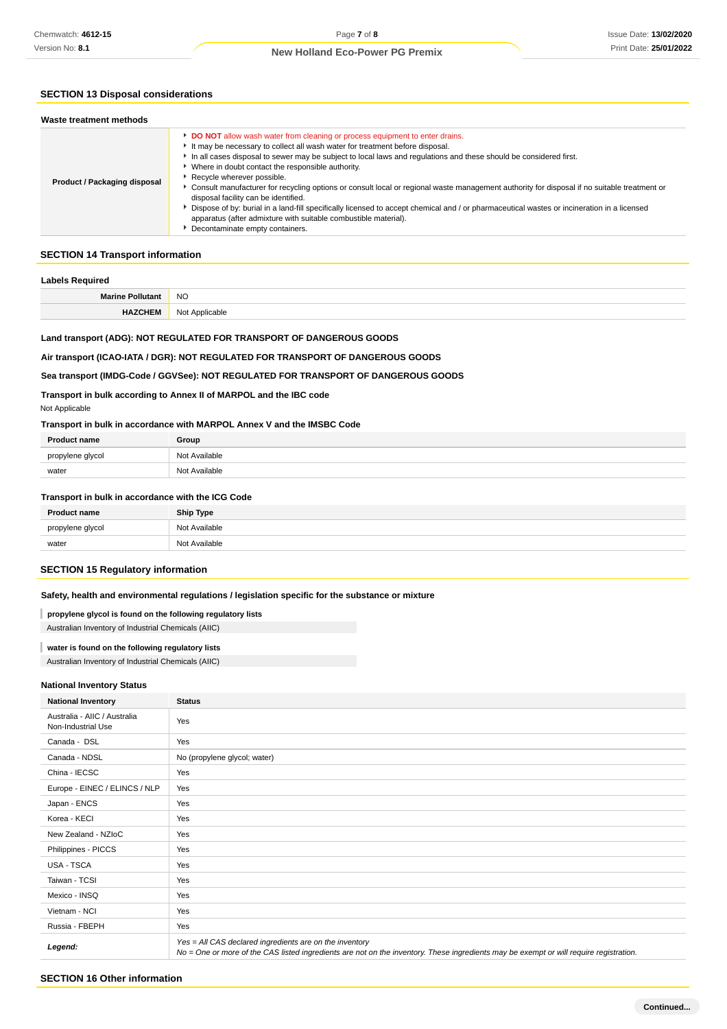## SECTION 13 Disposal considerations

### Waste treatment methods

| Product / Packaging disposal | |
|---|---|
| Product / Packaging disposal | - **DO NOT** allow wash water from cleaning or process equipment to enter drains.<br>- It may be necessary to collect all wash water for treatment before disposal.<br>- In all cases disposal to sewer may be subject to local laws and regulations and these should be considered first.<br>- Where in doubt contact the responsible authority.<br>- Recycle wherever possible.<br>- Consult manufacturer for recycling options or consult local or regional waste management authority for disposal if no suitable treatment or disposal facility can be identified.<br>- Dispose of by: burial in a land-fill specifically licensed to accept chemical and / or pharmaceutical wastes or incineration in a licensed apparatus (after admixture with suitable combustible material).<br>- Decontaminate empty containers. |

## SECTION 14 Transport information

### Labels Required

| | |
|---|---|
| **Marine Pollutant** | NO |
| **HAZCHEM** | Not Applicable |

**Land transport (ADG): NOT REGULATED FOR TRANSPORT OF DANGEROUS GOODS**

**Air transport (ICAO-IATA / DGR): NOT REGULATED FOR TRANSPORT OF DANGEROUS GOODS**

**Sea transport (IMDG-Code / GGVSee): NOT REGULATED FOR TRANSPORT OF DANGEROUS GOODS**

**Transport in bulk according to Annex II of MARPOL and the IBC code**

Not Applicable

**Transport in bulk in accordance with MARPOL Annex V and the IMSBC Code**

| Product name | Group |
|---|---|
| propylene glycol | Not Available |
| water | Not Available |

**Transport in bulk in accordance with the ICG Code**

| Product name | Ship Type |
|---|---|
| propylene glycol | Not Available |
| water | Not Available |

## SECTION 15 Regulatory information

**Safety, health and environmental regulations / legislation specific for the substance or mixture**

**propylene glycol is found on the following regulatory lists**

Australian Inventory of Industrial Chemicals (AIIC)

**water is found on the following regulatory lists**

Australian Inventory of Industrial Chemicals (AIIC)

### National Inventory Status

| National Inventory | Status |
|---|---|
| Australia - AIIC / Australia Non-Industrial Use | Yes |
| Canada - DSL | Yes |
| Canada - NDSL | No (propylene glycol; water) |
| China - IECSC | Yes |
| Europe - EINEC / ELINCS / NLP | Yes |
| Japan - ENCS | Yes |
| Korea - KECI | Yes |
| New Zealand - NZIoC | Yes |
| Philippines - PICCS | Yes |
| USA - TSCA | Yes |
| Taiwan - TCSI | Yes |
| Mexico - INSQ | Yes |
| Vietnam - NCI | Yes |
| Russia - FBEPH | Yes |
| ***Legend:*** | *Yes = All CAS declared ingredients are on the inventory*<br>*No = One or more of the CAS listed ingredients are not on the inventory. These ingredients may be exempt or will require registration.* |

## SECTION 16 Other information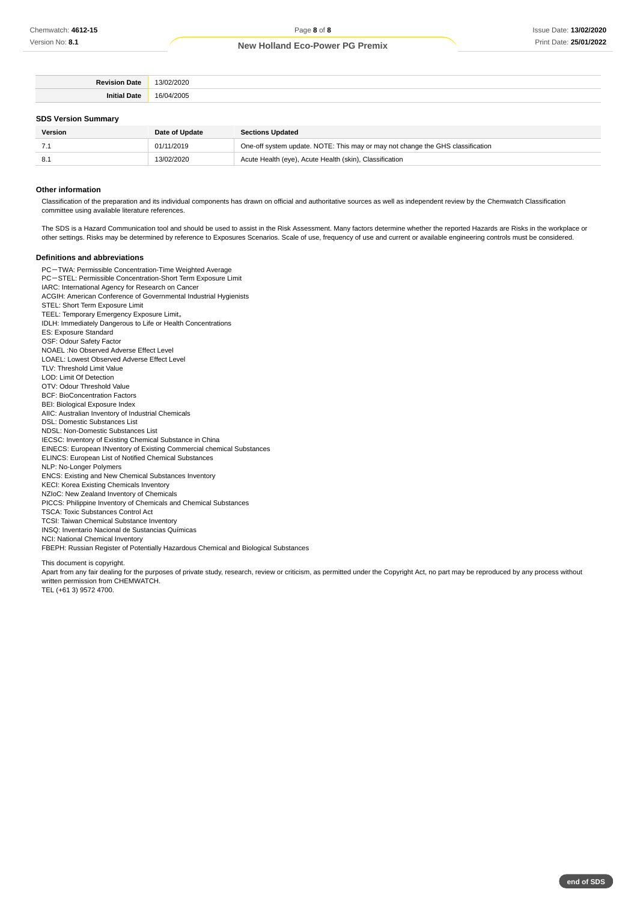| | |
|---|---|
| **Revision Date** | 13/02/2020 |
| **Initial Date** | 16/04/2005 |

### SDS Version Summary

| Version | Date of Update | Sections Updated |
|---|---|---|
| 7.1 | 01/11/2019 | One-off system update. NOTE: This may or may not change the GHS classification |
| 8.1 | 13/02/2020 | Acute Health (eye), Acute Health (skin), Classification |

### Other information

Classification of the preparation and its individual components has drawn on official and authoritative sources as well as independent review by the Chemwatch Classification committee using available literature references.

The SDS is a Hazard Communication tool and should be used to assist in the Risk Assessment. Many factors determine whether the reported Hazards are Risks in the workplace or other settings. Risks may be determined by reference to Exposures Scenarios. Scale of use, frequency of use and current or available engineering controls must be considered.

### Definitions and abbreviations

PC－TWA: Permissible Concentration-Time Weighted Average
PC－STEL: Permissible Concentration-Short Term Exposure Limit
IARC: International Agency for Research on Cancer
ACGIH: American Conference of Governmental Industrial Hygienists
STEL: Short Term Exposure Limit
TEEL: Temporary Emergency Exposure Limit。
IDLH: Immediately Dangerous to Life or Health Concentrations
ES: Exposure Standard
OSF: Odour Safety Factor
NOAEL :No Observed Adverse Effect Level
LOAEL: Lowest Observed Adverse Effect Level
TLV: Threshold Limit Value
LOD: Limit Of Detection
OTV: Odour Threshold Value
BCF: BioConcentration Factors
BEI: Biological Exposure Index
AIIC: Australian Inventory of Industrial Chemicals
DSL: Domestic Substances List
NDSL: Non-Domestic Substances List
IECSC: Inventory of Existing Chemical Substance in China
EINECS: European INventory of Existing Commercial chemical Substances
ELINCS: European List of Notified Chemical Substances
NLP: No-Longer Polymers
ENCS: Existing and New Chemical Substances Inventory
KECI: Korea Existing Chemicals Inventory
NZIoC: New Zealand Inventory of Chemicals
PICCS: Philippine Inventory of Chemicals and Chemical Substances
TSCA: Toxic Substances Control Act
TCSI: Taiwan Chemical Substance Inventory
INSQ: Inventario Nacional de Sustancias Químicas
NCI: National Chemical Inventory
FBEPH: Russian Register of Potentially Hazardous Chemical and Biological Substances

This document is copyright.
Apart from any fair dealing for the purposes of private study, research, review or criticism, as permitted under the Copyright Act, no part may be reproduced by any process without written permission from CHEMWATCH.
TEL (+61 3) 9572 4700.

**end of SDS**